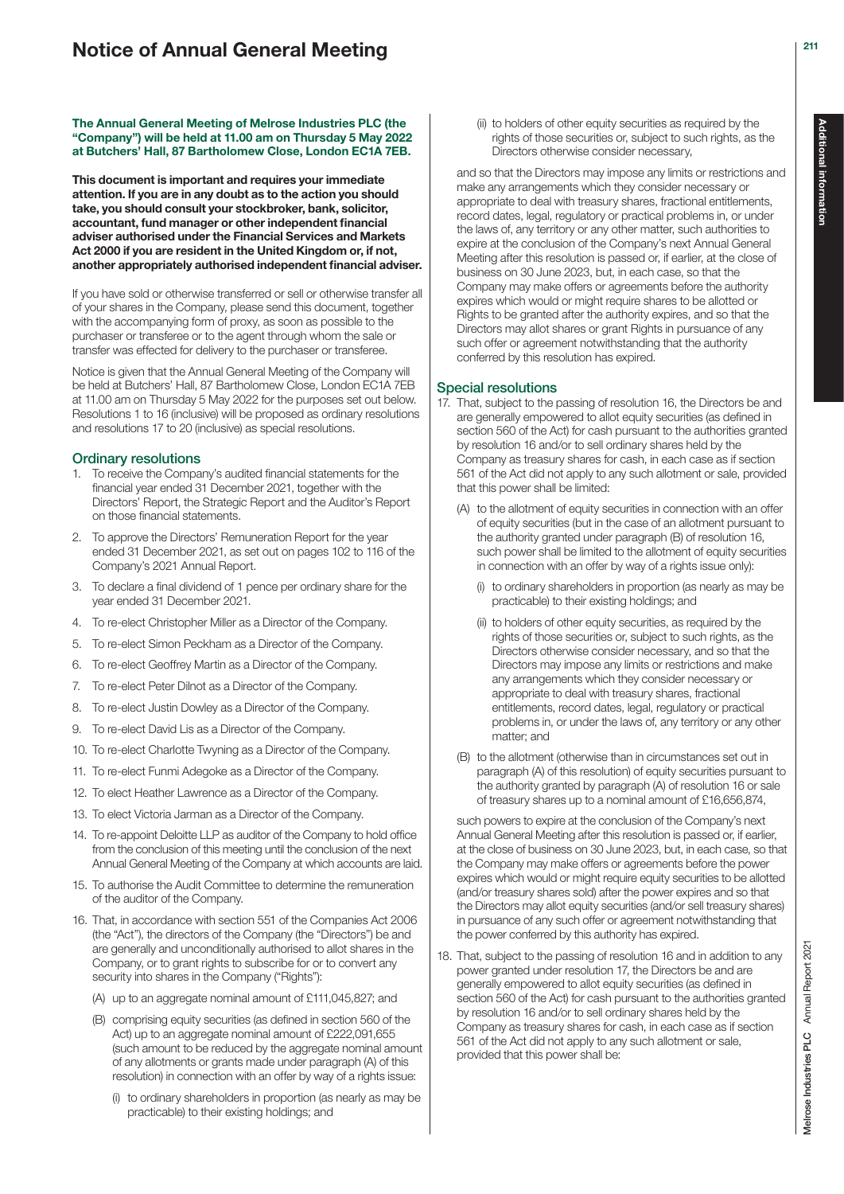# Notice of Annual General Meeting

**The Annual General Meeting of Melrose Industries PLC (the "Company") will be held at 11.00 am on Thursday 5 May 2022 at Butchers' Hall, 87 Bartholomew Close, London EC1A 7EB.**

**This document is important and requires your immediate attention. If you are in any doubt as to the action you should take, you should consult your stockbroker, bank, solicitor, accountant, fund manager or other independent financial adviser authorised under the Financial Services and Markets Act 2000 if you are resident in the United Kingdom or, if not, another appropriately authorised independent financial adviser.**

If you have sold or otherwise transferred or sell or otherwise transfer all of your shares in the Company, please send this document, together with the accompanying form of proxy, as soon as possible to the purchaser or transferee or to the agent through whom the sale or transfer was effected for delivery to the purchaser or transferee.

Notice is given that the Annual General Meeting of the Company will be held at Butchers' Hall, 87 Bartholomew Close, London EC1A 7EB at 11.00 am on Thursday 5 May 2022 for the purposes set out below. Resolutions 1 to 16 (inclusive) will be proposed as ordinary resolutions and resolutions 17 to 20 (inclusive) as special resolutions.

## Ordinary resolutions

1. To receive the Company's audited financial statements for the financial year ended 31 December 2021, together with the Directors' Report, the Strategic Report and the Auditor's Report on those financial statements.
2. To approve the Directors' Remuneration Report for the year ended 31 December 2021, as set out on pages 102 to 116 of the Company's 2021 Annual Report.
3. To declare a final dividend of 1 pence per ordinary share for the year ended 31 December 2021.
4. To re-elect Christopher Miller as a Director of the Company.
5. To re-elect Simon Peckham as a Director of the Company.
6. To re-elect Geoffrey Martin as a Director of the Company.
7. To re-elect Peter Dilnot as a Director of the Company.
8. To re-elect Justin Dowley as a Director of the Company.
9. To re-elect David Lis as a Director of the Company.
10. To re-elect Charlotte Twyning as a Director of the Company.
11. To re-elect Funmi Adegoke as a Director of the Company.
12. To elect Heather Lawrence as a Director of the Company.
13. To elect Victoria Jarman as a Director of the Company.
14. To re-appoint Deloitte LLP as auditor of the Company to hold office from the conclusion of this meeting until the conclusion of the next Annual General Meeting of the Company at which accounts are laid.
15. To authorise the Audit Committee to determine the remuneration of the auditor of the Company.
16. That, in accordance with section 551 of the Companies Act 2006 (the "Act"), the directors of the Company (the "Directors") be and are generally and unconditionally authorised to allot shares in the Company, or to grant rights to subscribe for or to convert any security into shares in the Company ("Rights"):
    (A) up to an aggregate nominal amount of £111,045,827; and
    (B) comprising equity securities (as defined in section 560 of the Act) up to an aggregate nominal amount of £222,091,655 (such amount to be reduced by the aggregate nominal amount of any allotments or grants made under paragraph (A) of this resolution) in connection with an offer by way of a rights issue:
        (i) to ordinary shareholders in proportion (as nearly as may be practicable) to their existing holdings; and
        (ii) to holders of other equity securities as required by the rights of those securities or, subject to such rights, as the Directors otherwise consider necessary,

    and so that the Directors may impose any limits or restrictions and make any arrangements which they consider necessary or appropriate to deal with treasury shares, fractional entitlements, record dates, legal, regulatory or practical problems in, or under the laws of, any territory or any other matter, such authorities to expire at the conclusion of the Company's next Annual General Meeting after this resolution is passed or, if earlier, at the close of business on 30 June 2023, but, in each case, so that the Company may make offers or agreements before the authority expires which would or might require shares to be allotted or Rights to be granted after the authority expires, and so that the Directors may allot shares or grant Rights in pursuance of any such offer or agreement notwithstanding that the authority conferred by this resolution has expired.

## Special resolutions

17. That, subject to the passing of resolution 16, the Directors be and are generally empowered to allot equity securities (as defined in section 560 of the Act) for cash pursuant to the authorities granted by resolution 16 and/or to sell ordinary shares held by the Company as treasury shares for cash, in each case as if section 561 of the Act did not apply to any such allotment or sale, provided that this power shall be limited:
    (A) to the allotment of equity securities in connection with an offer of equity securities (but in the case of an allotment pursuant to the authority granted under paragraph (B) of resolution 16, such power shall be limited to the allotment of equity securities in connection with an offer by way of a rights issue only):
        (i) to ordinary shareholders in proportion (as nearly as may be practicable) to their existing holdings; and
        (ii) to holders of other equity securities, as required by the rights of those securities or, subject to such rights, as the Directors otherwise consider necessary, and so that the Directors may impose any limits or restrictions and make any arrangements which they consider necessary or appropriate to deal with treasury shares, fractional entitlements, record dates, legal, regulatory or practical problems in, or under the laws of, any territory or any other matter; and
    (B) to the allotment (otherwise than in circumstances set out in paragraph (A) of this resolution) of equity securities pursuant to the authority granted by paragraph (A) of resolution 16 or sale of treasury shares up to a nominal amount of £16,656,874,

    such powers to expire at the conclusion of the Company's next Annual General Meeting after this resolution is passed or, if earlier, at the close of business on 30 June 2023, but, in each case, so that the Company may make offers or agreements before the power expires which would or might require equity securities to be allotted (and/or treasury shares sold) after the power expires and so that the Directors may allot equity securities (and/or sell treasury shares) in pursuance of any such offer or agreement notwithstanding that the power conferred by this authority has expired.
18. That, subject to the passing of resolution 16 and in addition to any power granted under resolution 17, the Directors be and are generally empowered to allot equity securities (as defined in section 560 of the Act) for cash pursuant to the authorities granted by resolution 16 and/or to sell ordinary shares held by the Company as treasury shares for cash, in each case as if section 561 of the Act did not apply to any such allotment or sale, provided that this power shall be: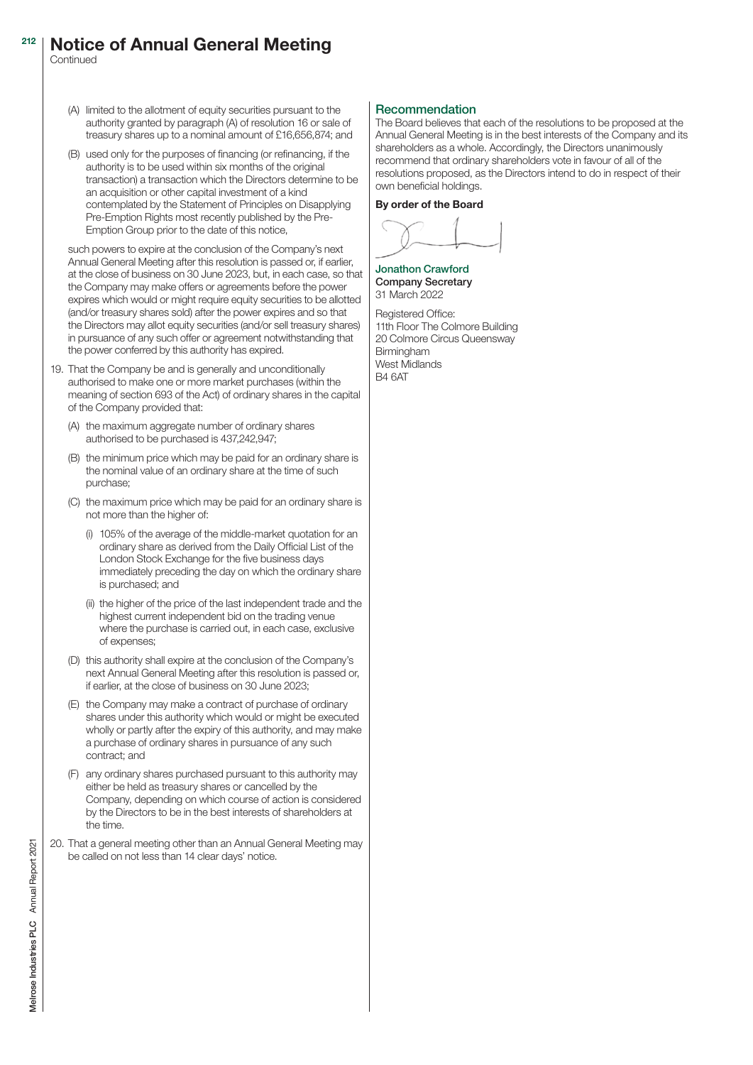(A) limited to the allotment of equity securities pursuant to the authority granted by paragraph (A) of resolution 16 or sale of treasury shares up to a nominal amount of £16,656,874; and

(B) used only for the purposes of financing (or refinancing, if the authority is to be used within six months of the original transaction) a transaction which the Directors determine to be an acquisition or other capital investment of a kind contemplated by the Statement of Principles on Disapplying Pre-Emption Rights most recently published by the Pre-Emption Group prior to the date of this notice,

such powers to expire at the conclusion of the Company's next Annual General Meeting after this resolution is passed or, if earlier, at the close of business on 30 June 2023, but, in each case, so that the Company may make offers or agreements before the power expires which would or might require equity securities to be allotted (and/or treasury shares sold) after the power expires and so that the Directors may allot equity securities (and/or sell treasury shares) in pursuance of any such offer or agreement notwithstanding that the power conferred by this authority has expired.

19. That the Company be and is generally and unconditionally authorised to make one or more market purchases (within the meaning of section 693 of the Act) of ordinary shares in the capital of the Company provided that:

    (A) the maximum aggregate number of ordinary shares authorised to be purchased is 437,242,947;

    (B) the minimum price which may be paid for an ordinary share is the nominal value of an ordinary share at the time of such purchase;

    (C) the maximum price which may be paid for an ordinary share is not more than the higher of:

    (i) 105% of the average of the middle-market quotation for an ordinary share as derived from the Daily Official List of the London Stock Exchange for the five business days immediately preceding the day on which the ordinary share is purchased; and

    (ii) the higher of the price of the last independent trade and the highest current independent bid on the trading venue where the purchase is carried out, in each case, exclusive of expenses;

    (D) this authority shall expire at the conclusion of the Company's next Annual General Meeting after this resolution is passed or, if earlier, at the close of business on 30 June 2023;

    (E) the Company may make a contract of purchase of ordinary shares under this authority which would or might be executed wholly or partly after the expiry of this authority, and may make a purchase of ordinary shares in pursuance of any such contract; and

    (F) any ordinary shares purchased pursuant to this authority may either be held as treasury shares or cancelled by the Company, depending on which course of action is considered by the Directors to be in the best interests of shareholders at the time.

20. That a general meeting other than an Annual General Meeting may be called on not less than 14 clear days' notice.

## Recommendation

The Board believes that each of the resolutions to be proposed at the Annual General Meeting is in the best interests of the Company and its shareholders as a whole. Accordingly, the Directors unanimously recommend that ordinary shareholders vote in favour of all of the resolutions proposed, as the Directors intend to do in respect of their own beneficial holdings.

**By order of the Board**

Jonathon Crawford
Company Secretary
31 March 2022

Registered Office:
11th Floor The Colmore Building
20 Colmore Circus Queensway
Birmingham
West Midlands
B4 6AT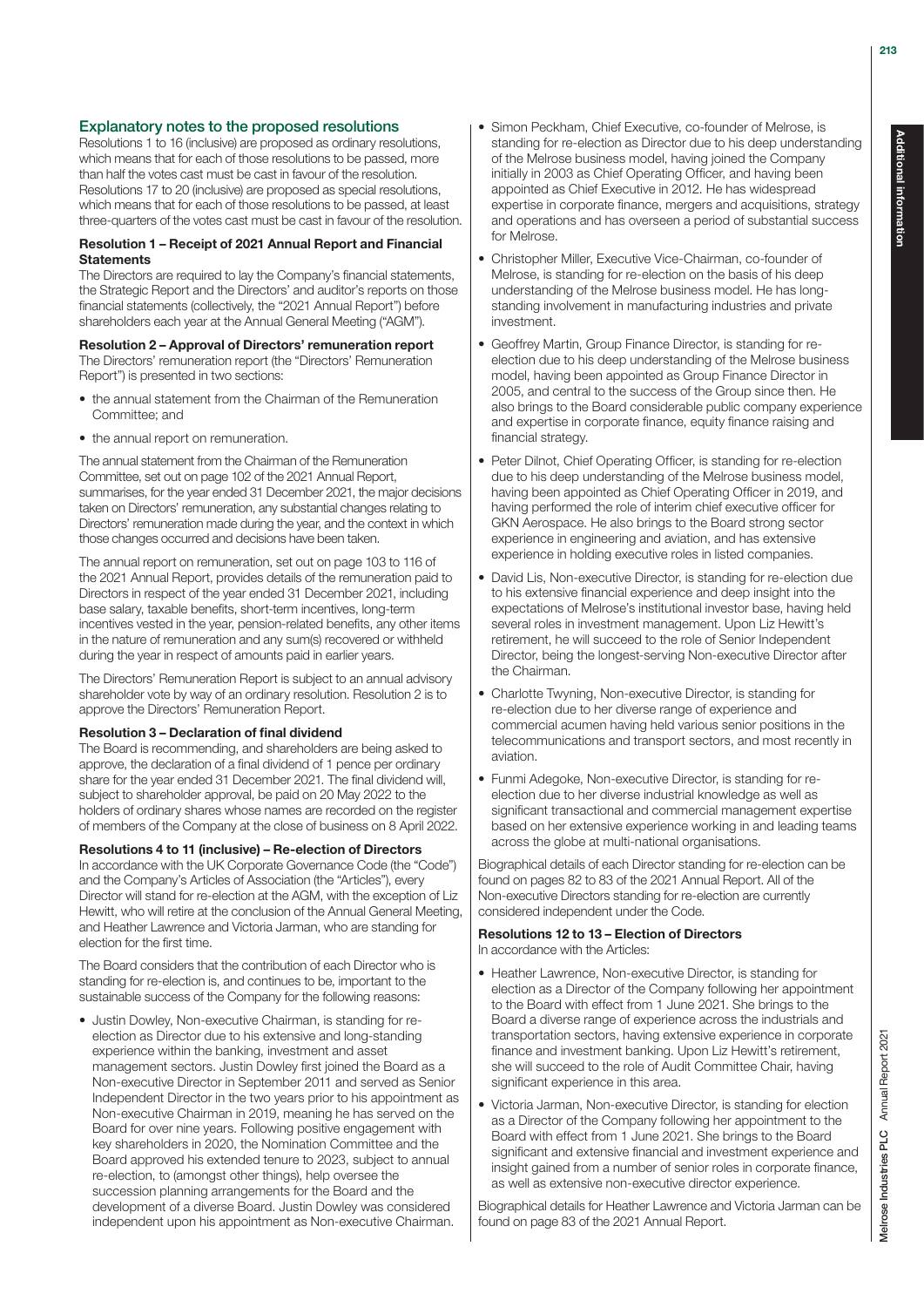## Explanatory notes to the proposed resolutions

Resolutions 1 to 16 (inclusive) are proposed as ordinary resolutions, which means that for each of those resolutions to be passed, more than half the votes cast must be cast in favour of the resolution. Resolutions 17 to 20 (inclusive) are proposed as special resolutions, which means that for each of those resolutions to be passed, at least three-quarters of the votes cast must be cast in favour of the resolution.

### Resolution 1 – Receipt of 2021 Annual Report and Financial Statements

The Directors are required to lay the Company's financial statements, the Strategic Report and the Directors' and auditor's reports on those financial statements (collectively, the "2021 Annual Report") before shareholders each year at the Annual General Meeting ("AGM").

### Resolution 2 – Approval of Directors' remuneration report

The Directors' remuneration report (the "Directors' Remuneration Report") is presented in two sections:

- the annual statement from the Chairman of the Remuneration Committee; and
- the annual report on remuneration.

The annual statement from the Chairman of the Remuneration Committee, set out on page 102 of the 2021 Annual Report, summarises, for the year ended 31 December 2021, the major decisions taken on Directors' remuneration, any substantial changes relating to Directors' remuneration made during the year, and the context in which those changes occurred and decisions have been taken.

The annual report on remuneration, set out on page 103 to 116 of the 2021 Annual Report, provides details of the remuneration paid to Directors in respect of the year ended 31 December 2021, including base salary, taxable benefits, short-term incentives, long-term incentives vested in the year, pension-related benefits, any other items in the nature of remuneration and any sum(s) recovered or withheld during the year in respect of amounts paid in earlier years.

The Directors' Remuneration Report is subject to an annual advisory shareholder vote by way of an ordinary resolution. Resolution 2 is to approve the Directors' Remuneration Report.

### Resolution 3 – Declaration of final dividend

The Board is recommending, and shareholders are being asked to approve, the declaration of a final dividend of 1 pence per ordinary share for the year ended 31 December 2021. The final dividend will, subject to shareholder approval, be paid on 20 May 2022 to the holders of ordinary shares whose names are recorded on the register of members of the Company at the close of business on 8 April 2022.

### Resolutions 4 to 11 (inclusive) – Re-election of Directors

In accordance with the UK Corporate Governance Code (the "Code") and the Company's Articles of Association (the "Articles"), every Director will stand for re-election at the AGM, with the exception of Liz Hewitt, who will retire at the conclusion of the Annual General Meeting, and Heather Lawrence and Victoria Jarman, who are standing for election for the first time.

The Board considers that the contribution of each Director who is standing for re-election is, and continues to be, important to the sustainable success of the Company for the following reasons:

- Justin Dowley, Non-executive Chairman, is standing for re-election as Director due to his extensive and long-standing experience within the banking, investment and asset management sectors. Justin Dowley first joined the Board as a Non-executive Director in September 2011 and served as Senior Independent Director in the two years prior to his appointment as Non-executive Chairman in 2019, meaning he has served on the Board for over nine years. Following positive engagement with key shareholders in 2020, the Nomination Committee and the Board approved his extended tenure to 2023, subject to annual re-election, to (amongst other things), help oversee the succession planning arrangements for the Board and the development of a diverse Board. Justin Dowley was considered independent upon his appointment as Non-executive Chairman.
- Simon Peckham, Chief Executive, co-founder of Melrose, is standing for re-election as Director due to his deep understanding of the Melrose business model, having joined the Company initially in 2003 as Chief Operating Officer, and having been appointed as Chief Executive in 2012. He has widespread expertise in corporate finance, mergers and acquisitions, strategy and operations and has overseen a period of substantial success for Melrose.
- Christopher Miller, Executive Vice-Chairman, co-founder of Melrose, is standing for re-election on the basis of his deep understanding of the Melrose business model. He has long-standing involvement in manufacturing industries and private investment.
- Geoffrey Martin, Group Finance Director, is standing for re-election due to his deep understanding of the Melrose business model, having been appointed as Group Finance Director in 2005, and central to the success of the Group since then. He also brings to the Board considerable public company experience and expertise in corporate finance, equity finance raising and financial strategy.
- Peter Dilnot, Chief Operating Officer, is standing for re-election due to his deep understanding of the Melrose business model, having been appointed as Chief Operating Officer in 2019, and having performed the role of interim chief executive officer for GKN Aerospace. He also brings to the Board strong sector experience in engineering and aviation, and has extensive experience in holding executive roles in listed companies.
- David Lis, Non-executive Director, is standing for re-election due to his extensive financial experience and deep insight into the expectations of Melrose's institutional investor base, having held several roles in investment management. Upon Liz Hewitt's retirement, he will succeed to the role of Senior Independent Director, being the longest-serving Non-executive Director after the Chairman.
- Charlotte Twyning, Non-executive Director, is standing for re-election due to her diverse range of experience and commercial acumen having held various senior positions in the telecommunications and transport sectors, and most recently in aviation.
- Funmi Adegoke, Non-executive Director, is standing for re-election due to her diverse industrial knowledge as well as significant transactional and commercial management expertise based on her extensive experience working in and leading teams across the globe at multi-national organisations.

Biographical details of each Director standing for re-election can be found on pages 82 to 83 of the 2021 Annual Report. All of the Non-executive Directors standing for re-election are currently considered independent under the Code.

### Resolutions 12 to 13 – Election of Directors

In accordance with the Articles:

- Heather Lawrence, Non-executive Director, is standing for election as a Director of the Company following her appointment to the Board with effect from 1 June 2021. She brings to the Board a diverse range of experience across the industrials and transportation sectors, having extensive experience in corporate finance and investment banking. Upon Liz Hewitt's retirement, she will succeed to the role of Audit Committee Chair, having significant experience in this area.
- Victoria Jarman, Non-executive Director, is standing for election as a Director of the Company following her appointment to the Board with effect from 1 June 2021. She brings to the Board significant and extensive financial and investment experience and insight gained from a number of senior roles in corporate finance, as well as extensive non-executive director experience.

Biographical details for Heather Lawrence and Victoria Jarman can be found on page 83 of the 2021 Annual Report.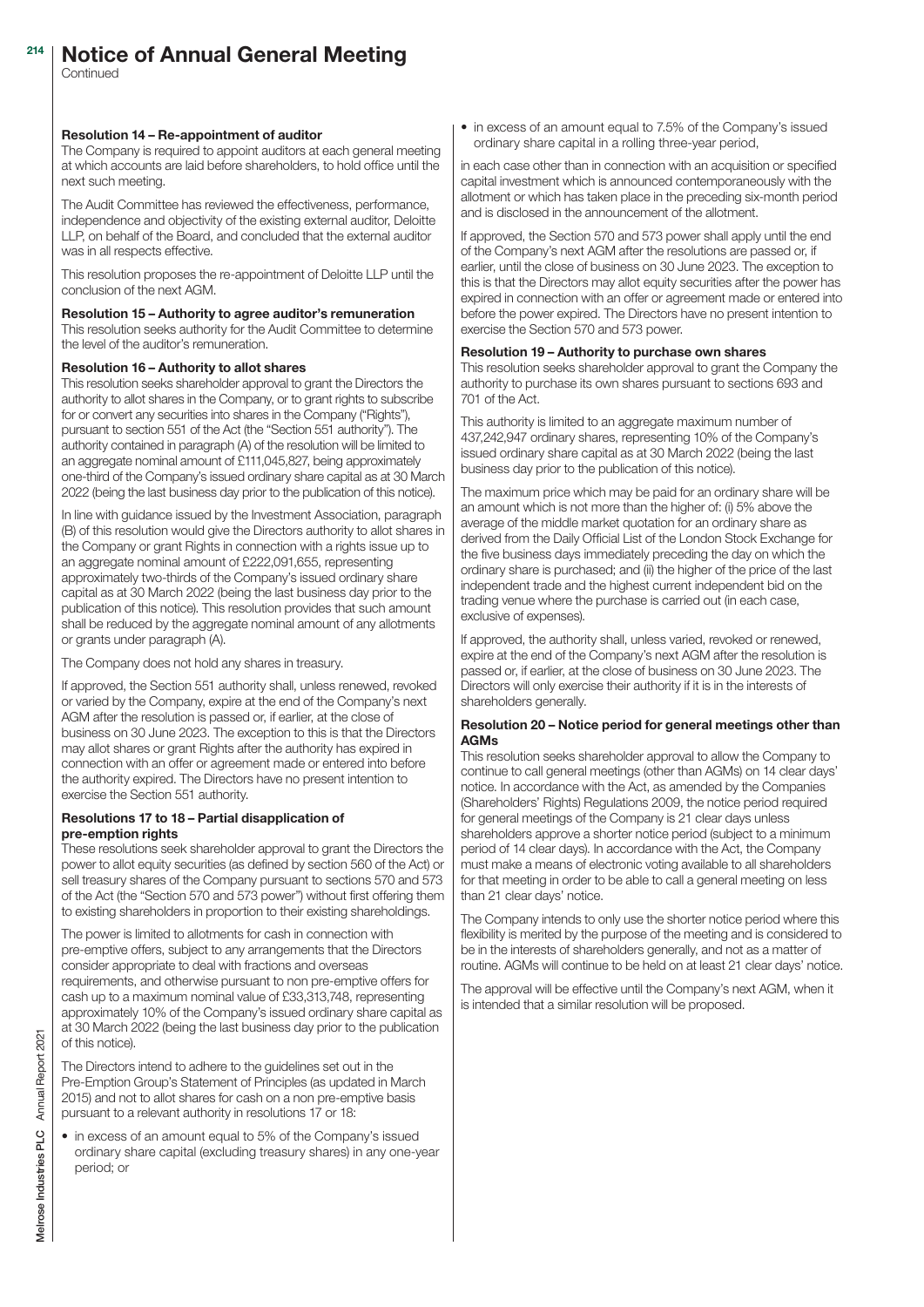# Notice of Annual General Meeting

Continued

### Resolution 14 – Re-appointment of auditor

The Company is required to appoint auditors at each general meeting at which accounts are laid before shareholders, to hold office until the next such meeting.

The Audit Committee has reviewed the effectiveness, performance, independence and objectivity of the existing external auditor, Deloitte LLP, on behalf of the Board, and concluded that the external auditor was in all respects effective.

This resolution proposes the re-appointment of Deloitte LLP until the conclusion of the next AGM.

### Resolution 15 – Authority to agree auditor's remuneration

This resolution seeks authority for the Audit Committee to determine the level of the auditor's remuneration.

### Resolution 16 – Authority to allot shares

This resolution seeks shareholder approval to grant the Directors the authority to allot shares in the Company, or to grant rights to subscribe for or convert any securities into shares in the Company ("Rights"), pursuant to section 551 of the Act (the "Section 551 authority"). The authority contained in paragraph (A) of the resolution will be limited to an aggregate nominal amount of £111,045,827, being approximately one-third of the Company's issued ordinary share capital as at 30 March 2022 (being the last business day prior to the publication of this notice).

In line with guidance issued by the Investment Association, paragraph (B) of this resolution would give the Directors authority to allot shares in the Company or grant Rights in connection with a rights issue up to an aggregate nominal amount of £222,091,655, representing approximately two-thirds of the Company's issued ordinary share capital as at 30 March 2022 (being the last business day prior to the publication of this notice). This resolution provides that such amount shall be reduced by the aggregate nominal amount of any allotments or grants under paragraph (A).

The Company does not hold any shares in treasury.

If approved, the Section 551 authority shall, unless renewed, revoked or varied by the Company, expire at the end of the Company's next AGM after the resolution is passed or, if earlier, at the close of business on 30 June 2023. The exception to this is that the Directors may allot shares or grant Rights after the authority has expired in connection with an offer or agreement made or entered into before the authority expired. The Directors have no present intention to exercise the Section 551 authority.

### Resolutions 17 to 18 – Partial disapplication of pre-emption rights

These resolutions seek shareholder approval to grant the Directors the power to allot equity securities (as defined by section 560 of the Act) or sell treasury shares of the Company pursuant to sections 570 and 573 of the Act (the "Section 570 and 573 power") without first offering them to existing shareholders in proportion to their existing shareholdings.

The power is limited to allotments for cash in connection with pre-emptive offers, subject to any arrangements that the Directors consider appropriate to deal with fractions and overseas requirements, and otherwise pursuant to non pre-emptive offers for cash up to a maximum nominal value of £33,313,748, representing approximately 10% of the Company's issued ordinary share capital as at 30 March 2022 (being the last business day prior to the publication of this notice).

The Directors intend to adhere to the guidelines set out in the Pre-Emption Group's Statement of Principles (as updated in March 2015) and not to allot shares for cash on a non pre-emptive basis pursuant to a relevant authority in resolutions 17 or 18:

- in excess of an amount equal to 5% of the Company's issued ordinary share capital (excluding treasury shares) in any one-year period; or
- in excess of an amount equal to 7.5% of the Company's issued ordinary share capital in a rolling three-year period,

in each case other than in connection with an acquisition or specified capital investment which is announced contemporaneously with the allotment or which has taken place in the preceding six-month period and is disclosed in the announcement of the allotment.

If approved, the Section 570 and 573 power shall apply until the end of the Company's next AGM after the resolutions are passed or, if earlier, until the close of business on 30 June 2023. The exception to this is that the Directors may allot equity securities after the power has expired in connection with an offer or agreement made or entered into before the power expired. The Directors have no present intention to exercise the Section 570 and 573 power.

### Resolution 19 – Authority to purchase own shares

This resolution seeks shareholder approval to grant the Company the authority to purchase its own shares pursuant to sections 693 and 701 of the Act.

This authority is limited to an aggregate maximum number of 437,242,947 ordinary shares, representing 10% of the Company's issued ordinary share capital as at 30 March 2022 (being the last business day prior to the publication of this notice).

The maximum price which may be paid for an ordinary share will be an amount which is not more than the higher of: (i) 5% above the average of the middle market quotation for an ordinary share as derived from the Daily Official List of the London Stock Exchange for the five business days immediately preceding the day on which the ordinary share is purchased; and (ii) the higher of the price of the last independent trade and the highest current independent bid on the trading venue where the purchase is carried out (in each case, exclusive of expenses).

If approved, the authority shall, unless varied, revoked or renewed, expire at the end of the Company's next AGM after the resolution is passed or, if earlier, at the close of business on 30 June 2023. The Directors will only exercise their authority if it is in the interests of shareholders generally.

### Resolution 20 – Notice period for general meetings other than AGMs

This resolution seeks shareholder approval to allow the Company to continue to call general meetings (other than AGMs) on 14 clear days' notice. In accordance with the Act, as amended by the Companies (Shareholders' Rights) Regulations 2009, the notice period required for general meetings of the Company is 21 clear days unless shareholders approve a shorter notice period (subject to a minimum period of 14 clear days). In accordance with the Act, the Company must make a means of electronic voting available to all shareholders for that meeting in order to be able to call a general meeting on less than 21 clear days' notice.

The Company intends to only use the shorter notice period where this flexibility is merited by the purpose of the meeting and is considered to be in the interests of shareholders generally, and not as a matter of routine. AGMs will continue to be held on at least 21 clear days' notice.

The approval will be effective until the Company's next AGM, when it is intended that a similar resolution will be proposed.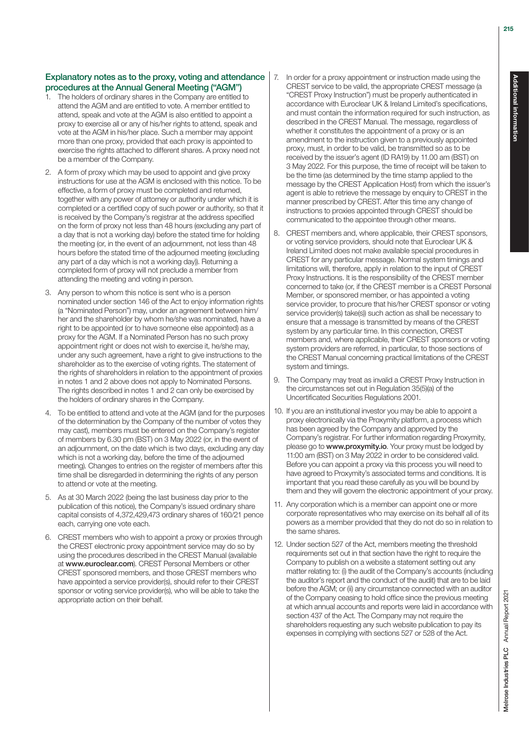## Explanatory notes as to the proxy, voting and attendance procedures at the Annual General Meeting ("AGM")

1. The holders of ordinary shares in the Company are entitled to attend the AGM and are entitled to vote. A member entitled to attend, speak and vote at the AGM is also entitled to appoint a proxy to exercise all or any of his/her rights to attend, speak and vote at the AGM in his/her place. Such a member may appoint more than one proxy, provided that each proxy is appointed to exercise the rights attached to different shares. A proxy need not be a member of the Company.

2. A form of proxy which may be used to appoint and give proxy instructions for use at the AGM is enclosed with this notice. To be effective, a form of proxy must be completed and returned, together with any power of attorney or authority under which it is completed or a certified copy of such power or authority, so that it is received by the Company's registrar at the address specified on the form of proxy not less than 48 hours (excluding any part of a day that is not a working day) before the stated time for holding the meeting (or, in the event of an adjournment, not less than 48 hours before the stated time of the adjourned meeting (excluding any part of a day which is not a working day)). Returning a completed form of proxy will not preclude a member from attending the meeting and voting in person.

3. Any person to whom this notice is sent who is a person nominated under section 146 of the Act to enjoy information rights (a "Nominated Person") may, under an agreement between him/her and the shareholder by whom he/she was nominated, have a right to be appointed (or to have someone else appointed) as a proxy for the AGM. If a Nominated Person has no such proxy appointment right or does not wish to exercise it, he/she may, under any such agreement, have a right to give instructions to the shareholder as to the exercise of voting rights. The statement of the rights of shareholders in relation to the appointment of proxies in notes 1 and 2 above does not apply to Nominated Persons. The rights described in notes 1 and 2 can only be exercised by the holders of ordinary shares in the Company.

4. To be entitled to attend and vote at the AGM (and for the purposes of the determination by the Company of the number of votes they may cast), members must be entered on the Company's register of members by 6.30 pm (BST) on 3 May 2022 (or, in the event of an adjournment, on the date which is two days, excluding any day which is not a working day, before the time of the adjourned meeting). Changes to entries on the register of members after this time shall be disregarded in determining the rights of any person to attend or vote at the meeting.

5. As at 30 March 2022 (being the last business day prior to the publication of this notice), the Company's issued ordinary share capital consists of 4,372,429,473 ordinary shares of 160/21 pence each, carrying one vote each.

6. CREST members who wish to appoint a proxy or proxies through the CREST electronic proxy appointment service may do so by using the procedures described in the CREST Manual (available at **www.euroclear.com**). CREST Personal Members or other CREST sponsored members, and those CREST members who have appointed a service provider(s), should refer to their CREST sponsor or voting service provider(s), who will be able to take the appropriate action on their behalf.

7. In order for a proxy appointment or instruction made using the CREST service to be valid, the appropriate CREST message (a "CREST Proxy Instruction") must be properly authenticated in accordance with Euroclear UK & Ireland Limited's specifications, and must contain the information required for such instruction, as described in the CREST Manual. The message, regardless of whether it constitutes the appointment of a proxy or is an amendment to the instruction given to a previously appointed proxy, must, in order to be valid, be transmitted so as to be received by the issuer's agent (ID RA19) by 11.00 am (BST) on 3 May 2022. For this purpose, the time of receipt will be taken to be the time (as determined by the time stamp applied to the message by the CREST Application Host) from which the issuer's agent is able to retrieve the message by enquiry to CREST in the manner prescribed by CREST. After this time any change of instructions to proxies appointed through CREST should be communicated to the appointee through other means.

8. CREST members and, where applicable, their CREST sponsors, or voting service providers, should note that Euroclear UK & Ireland Limited does not make available special procedures in CREST for any particular message. Normal system timings and limitations will, therefore, apply in relation to the input of CREST Proxy Instructions. It is the responsibility of the CREST member concerned to take (or, if the CREST member is a CREST Personal Member, or sponsored member, or has appointed a voting service provider, to procure that his/her CREST sponsor or voting service provider(s) take(s)) such action as shall be necessary to ensure that a message is transmitted by means of the CREST system by any particular time. In this connection, CREST members and, where applicable, their CREST sponsors or voting system providers are referred, in particular, to those sections of the CREST Manual concerning practical limitations of the CREST system and timings.

9. The Company may treat as invalid a CREST Proxy Instruction in the circumstances set out in Regulation 35(5)(a) of the Uncertificated Securities Regulations 2001.

10. If you are an institutional investor you may be able to appoint a proxy electronically via the Proxymity platform, a process which has been agreed by the Company and approved by the Company's registrar. For further information regarding Proxymity, please go to **www.proxymity.io**. Your proxy must be lodged by 11:00 am (BST) on 3 May 2022 in order to be considered valid. Before you can appoint a proxy via this process you will need to have agreed to Proxymity's associated terms and conditions. It is important that you read these carefully as you will be bound by them and they will govern the electronic appointment of your proxy.

11. Any corporation which is a member can appoint one or more corporate representatives who may exercise on its behalf all of its powers as a member provided that they do not do so in relation to the same shares.

12. Under section 527 of the Act, members meeting the threshold requirements set out in that section have the right to require the Company to publish on a website a statement setting out any matter relating to: (i) the audit of the Company's accounts (including the auditor's report and the conduct of the audit) that are to be laid before the AGM; or (ii) any circumstance connected with an auditor of the Company ceasing to hold office since the previous meeting at which annual accounts and reports were laid in accordance with section 437 of the Act. The Company may not require the shareholders requesting any such website publication to pay its expenses in complying with sections 527 or 528 of the Act.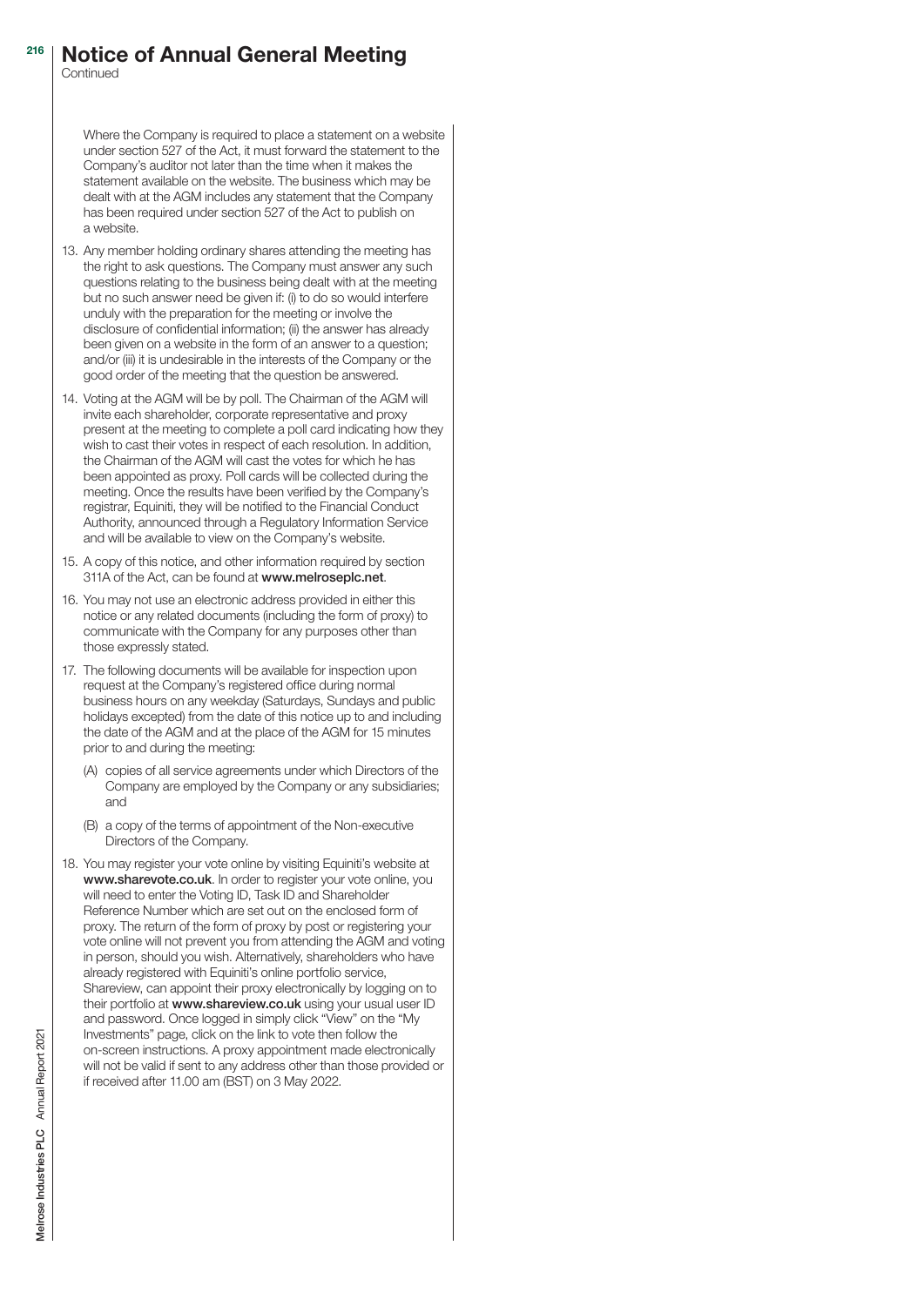## Notice of Annual General Meeting

Continued

Where the Company is required to place a statement on a website under section 527 of the Act, it must forward the statement to the Company's auditor not later than the time when it makes the statement available on the website. The business which may be dealt with at the AGM includes any statement that the Company has been required under section 527 of the Act to publish on a website.

13. Any member holding ordinary shares attending the meeting has the right to ask questions. The Company must answer any such questions relating to the business being dealt with at the meeting but no such answer need be given if: (i) to do so would interfere unduly with the preparation for the meeting or involve the disclosure of confidential information; (ii) the answer has already been given on a website in the form of an answer to a question; and/or (iii) it is undesirable in the interests of the Company or the good order of the meeting that the question be answered.

14. Voting at the AGM will be by poll. The Chairman of the AGM will invite each shareholder, corporate representative and proxy present at the meeting to complete a poll card indicating how they wish to cast their votes in respect of each resolution. In addition, the Chairman of the AGM will cast the votes for which he has been appointed as proxy. Poll cards will be collected during the meeting. Once the results have been verified by the Company's registrar, Equiniti, they will be notified to the Financial Conduct Authority, announced through a Regulatory Information Service and will be available to view on the Company's website.

15. A copy of this notice, and other information required by section 311A of the Act, can be found at **www.melroseplc.net**.

16. You may not use an electronic address provided in either this notice or any related documents (including the form of proxy) to communicate with the Company for any purposes other than those expressly stated.

17. The following documents will be available for inspection upon request at the Company's registered office during normal business hours on any weekday (Saturdays, Sundays and public holidays excepted) from the date of this notice up to and including the date of the AGM and at the place of the AGM for 15 minutes prior to and during the meeting:

    (A) copies of all service agreements under which Directors of the Company are employed by the Company or any subsidiaries; and

    (B) a copy of the terms of appointment of the Non-executive Directors of the Company.

18. You may register your vote online by visiting Equiniti's website at **www.sharevote.co.uk**. In order to register your vote online, you will need to enter the Voting ID, Task ID and Shareholder Reference Number which are set out on the enclosed form of proxy. The return of the form of proxy by post or registering your vote online will not prevent you from attending the AGM and voting in person, should you wish. Alternatively, shareholders who have already registered with Equiniti's online portfolio service, Shareview, can appoint their proxy electronically by logging on to their portfolio at **www.shareview.co.uk** using your usual user ID and password. Once logged in simply click "View" on the "My Investments" page, click on the link to vote then follow the on-screen instructions. A proxy appointment made electronically will not be valid if sent to any address other than those provided or if received after 11.00 am (BST) on 3 May 2022.